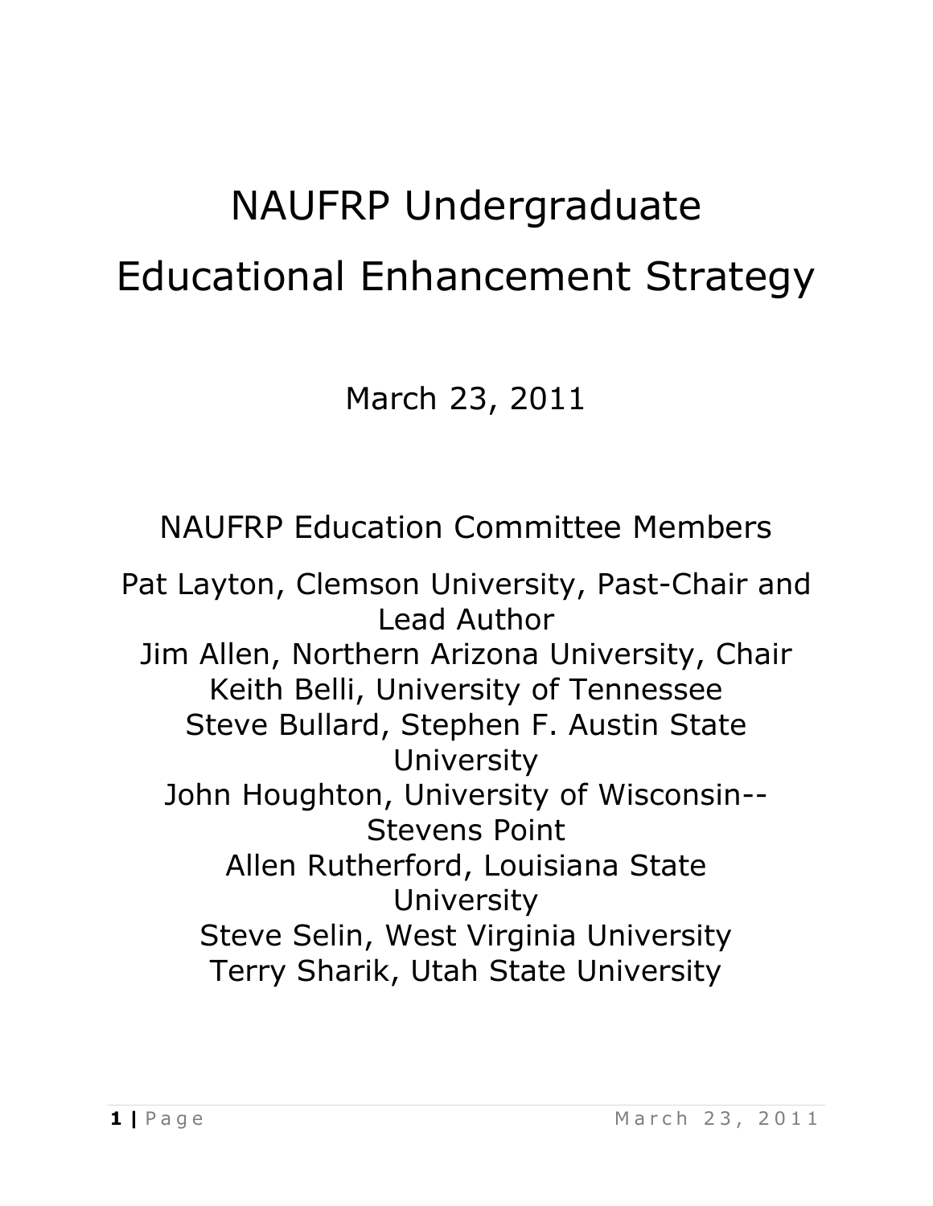# NAUFRP Undergraduate Educational Enhancement Strategy

March 23, 2011

NAUFRP Education Committee Members

Pat Layton, Clemson University, Past-Chair and Lead Author
Jim Allen, Northern Arizona University, Chair
Keith Belli, University of Tennessee
Steve Bullard, Stephen F. Austin State University
John Houghton, University of Wisconsin--Stevens Point
Allen Rutherford, Louisiana State University
Steve Selin, West Virginia University
Terry Sharik, Utah State University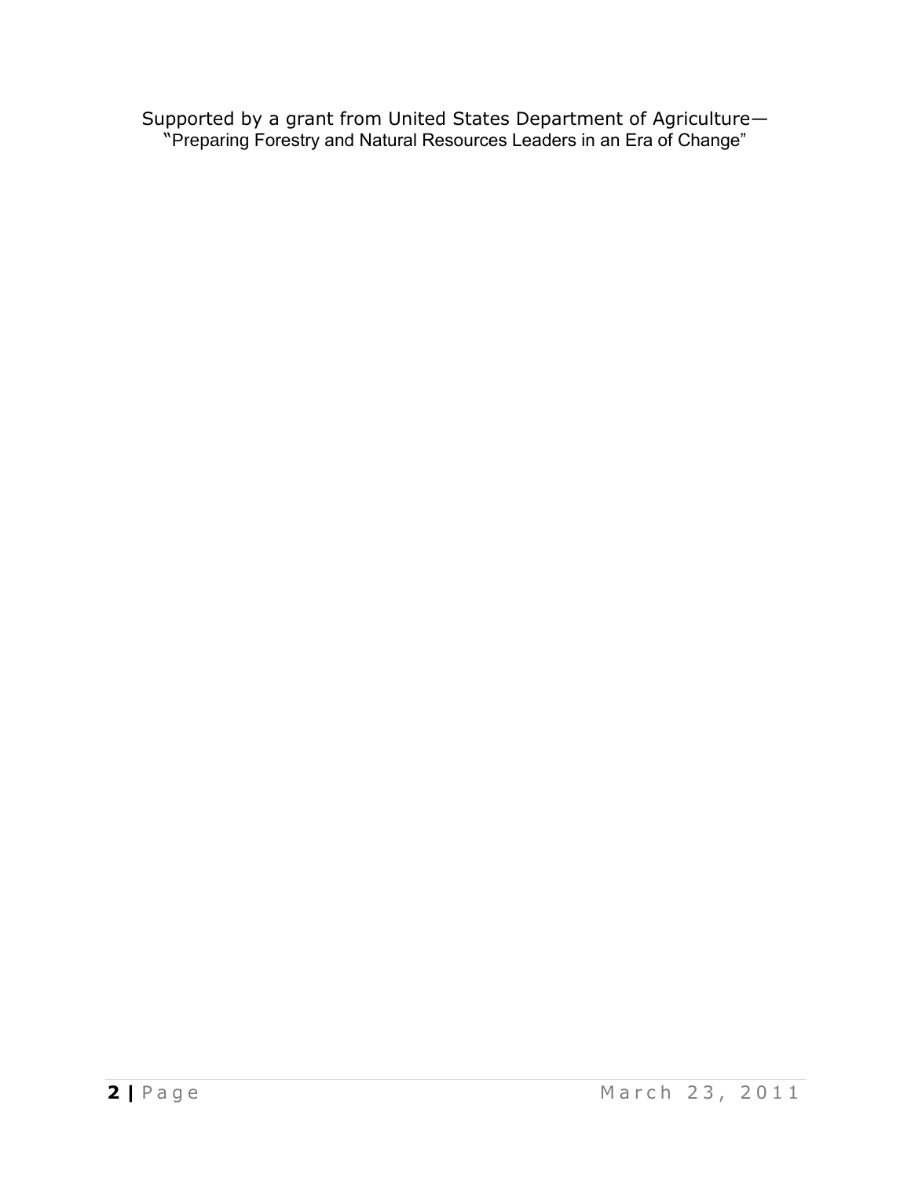Supported by a grant from United States Department of Agriculture—
"Preparing Forestry and Natural Resources Leaders in an Era of Change"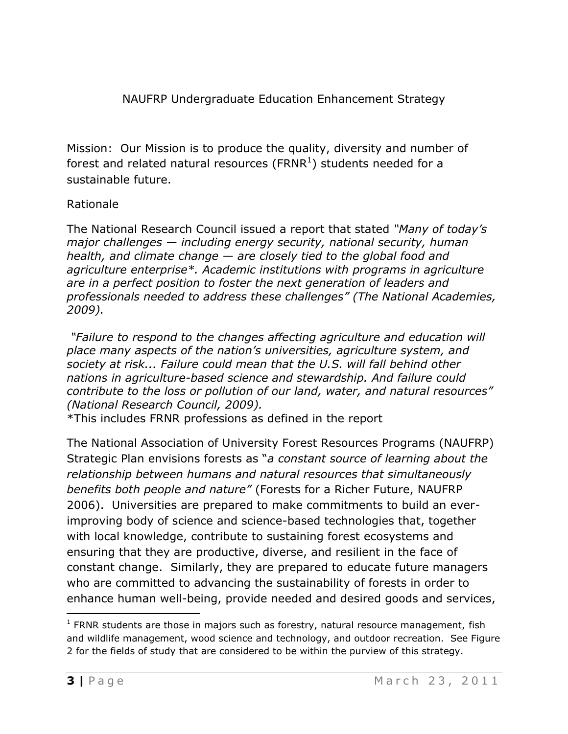NAUFRP Undergraduate Education Enhancement Strategy

Mission: Our Mission is to produce the quality, diversity and number of forest and related natural resources (FRNR[1]) students needed for a sustainable future.

Rationale

The National Research Council issued a report that stated *"Many of today's major challenges — including energy security, national security, human health, and climate change — are closely tied to the global food and agriculture enterprise*. Academic institutions with programs in agriculture are in a perfect position to foster the next generation of leaders and professionals needed to address these challenges" (The National Academies, 2009).*

*"Failure to respond to the changes affecting agriculture and education will place many aspects of the nation's universities, agriculture system, and society at risk... Failure could mean that the U.S. will fall behind other nations in agriculture-based science and stewardship. And failure could contribute to the loss or pollution of our land, water, and natural resources" (National Research Council, 2009).*

*This includes FRNR professions as defined in the report

The National Association of University Forest Resources Programs (NAUFRP) Strategic Plan envisions forests as "*a constant source of learning about the relationship between humans and natural resources that simultaneously benefits both people and nature"* (Forests for a Richer Future, NAUFRP 2006). Universities are prepared to make commitments to build an ever-improving body of science and science-based technologies that, together with local knowledge, contribute to sustaining forest ecosystems and ensuring that they are productive, diverse, and resilient in the face of constant change. Similarly, they are prepared to educate future managers who are committed to advancing the sustainability of forests in order to enhance human well-being, provide needed and desired goods and services,

[1] FRNR students are those in majors such as forestry, natural resource management, fish and wildlife management, wood science and technology, and outdoor recreation. See Figure 2 for the fields of study that are considered to be within the purview of this strategy.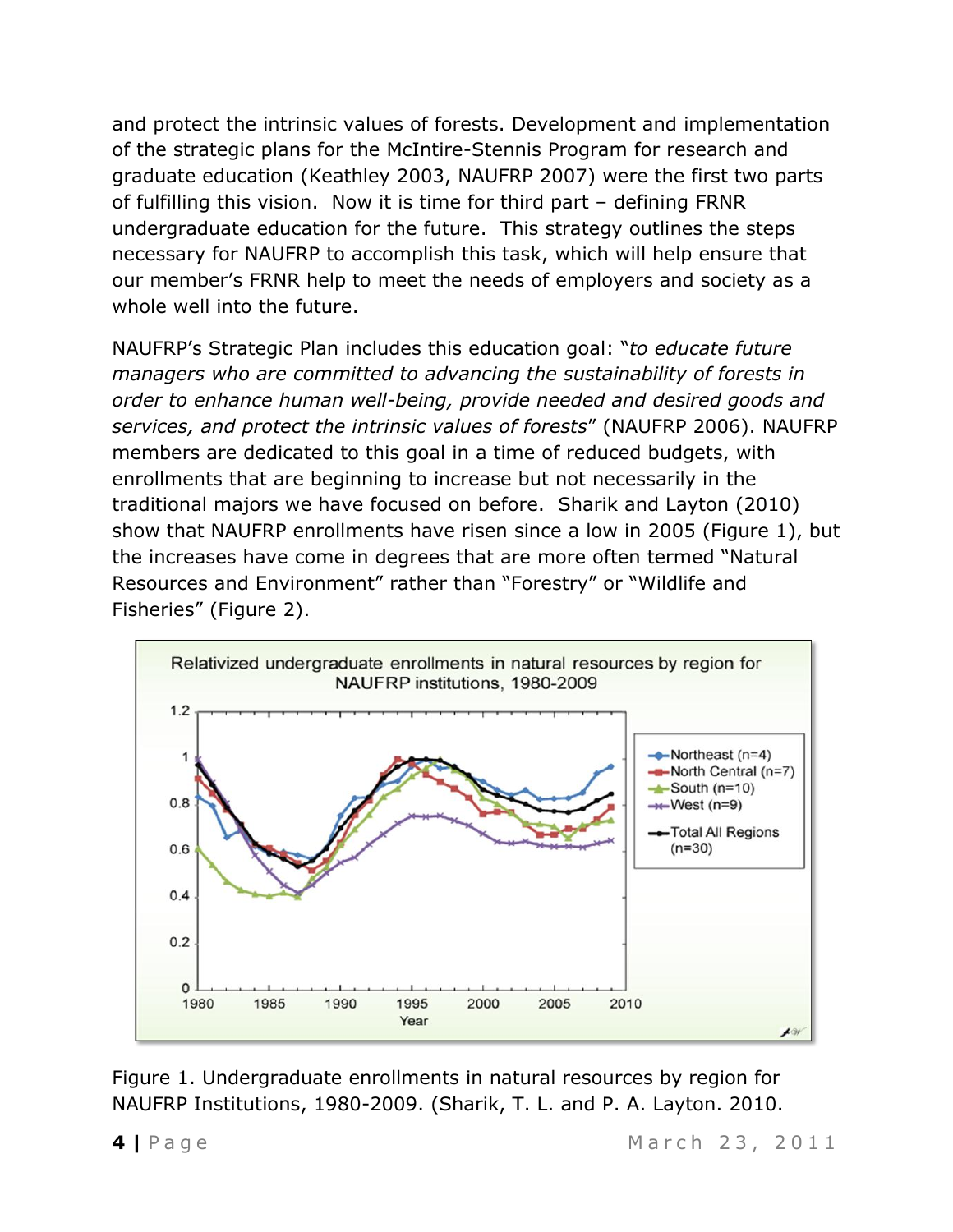and protect the intrinsic values of forests. Development and implementation of the strategic plans for the McIntire-Stennis Program for research and graduate education (Keathley 2003, NAUFRP 2007) were the first two parts of fulfilling this vision.  Now it is time for third part – defining FRNR undergraduate education for the future.  This strategy outlines the steps necessary for NAUFRP to accomplish this task, which will help ensure that our member's FRNR help to meet the needs of employers and society as a whole well into the future.

NAUFRP's Strategic Plan includes this education goal: "*to educate future managers who are committed to advancing the sustainability of forests in order to enhance human well-being, provide needed and desired goods and services, and protect the intrinsic values of forests*" (NAUFRP 2006). NAUFRP members are dedicated to this goal in a time of reduced budgets, with enrollments that are beginning to increase but not necessarily in the traditional majors we have focused on before.  Sharik and Layton (2010) show that NAUFRP enrollments have risen since a low in 2005 (Figure 1), but the increases have come in degrees that are more often termed "Natural Resources and Environment" rather than "Forestry" or "Wildlife and Fisheries" (Figure 2).

Figure 1. Undergraduate enrollments in natural resources by region for NAUFRP Institutions, 1980-2009. (Sharik, T. L. and P. A. Layton. 2010.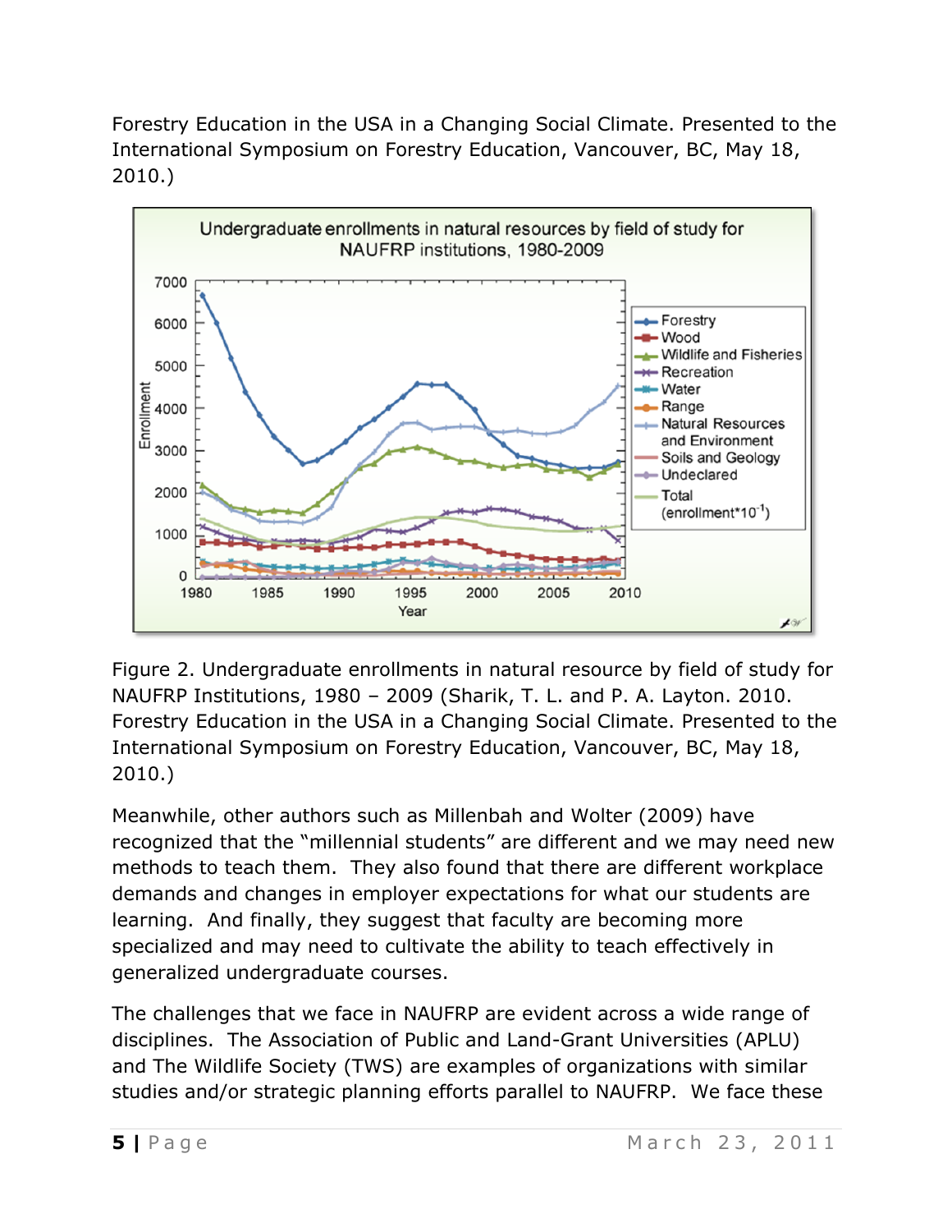Forestry Education in the USA in a Changing Social Climate. Presented to the International Symposium on Forestry Education, Vancouver, BC, May 18, 2010.)

Figure 2. Undergraduate enrollments in natural resource by field of study for NAUFRP Institutions, 1980 – 2009 (Sharik, T. L. and P. A. Layton. 2010. Forestry Education in the USA in a Changing Social Climate. Presented to the International Symposium on Forestry Education, Vancouver, BC, May 18, 2010.)

Meanwhile, other authors such as Millenbah and Wolter (2009) have recognized that the "millennial students" are different and we may need new methods to teach them. They also found that there are different workplace demands and changes in employer expectations for what our students are learning. And finally, they suggest that faculty are becoming more specialized and may need to cultivate the ability to teach effectively in generalized undergraduate courses.

The challenges that we face in NAUFRP are evident across a wide range of disciplines. The Association of Public and Land-Grant Universities (APLU) and The Wildlife Society (TWS) are examples of organizations with similar studies and/or strategic planning efforts parallel to NAUFRP. We face these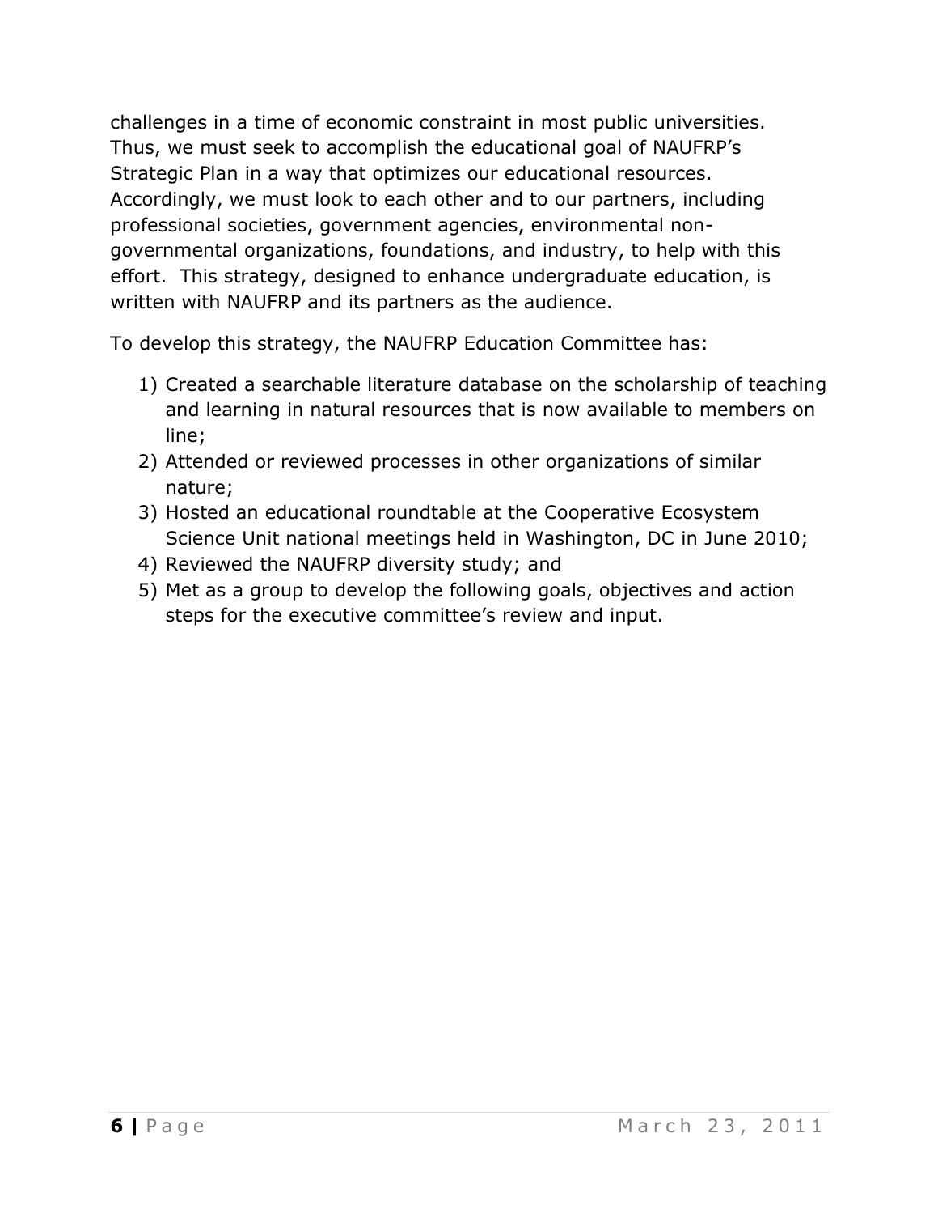challenges in a time of economic constraint in most public universities. Thus, we must seek to accomplish the educational goal of NAUFRP's Strategic Plan in a way that optimizes our educational resources. Accordingly, we must look to each other and to our partners, including professional societies, government agencies, environmental non-governmental organizations, foundations, and industry, to help with this effort. This strategy, designed to enhance undergraduate education, is written with NAUFRP and its partners as the audience.

To develop this strategy, the NAUFRP Education Committee has:

1) Created a searchable literature database on the scholarship of teaching and learning in natural resources that is now available to members on line;
2) Attended or reviewed processes in other organizations of similar nature;
3) Hosted an educational roundtable at the Cooperative Ecosystem Science Unit national meetings held in Washington, DC in June 2010;
4) Reviewed the NAUFRP diversity study; and
5) Met as a group to develop the following goals, objectives and action steps for the executive committee's review and input.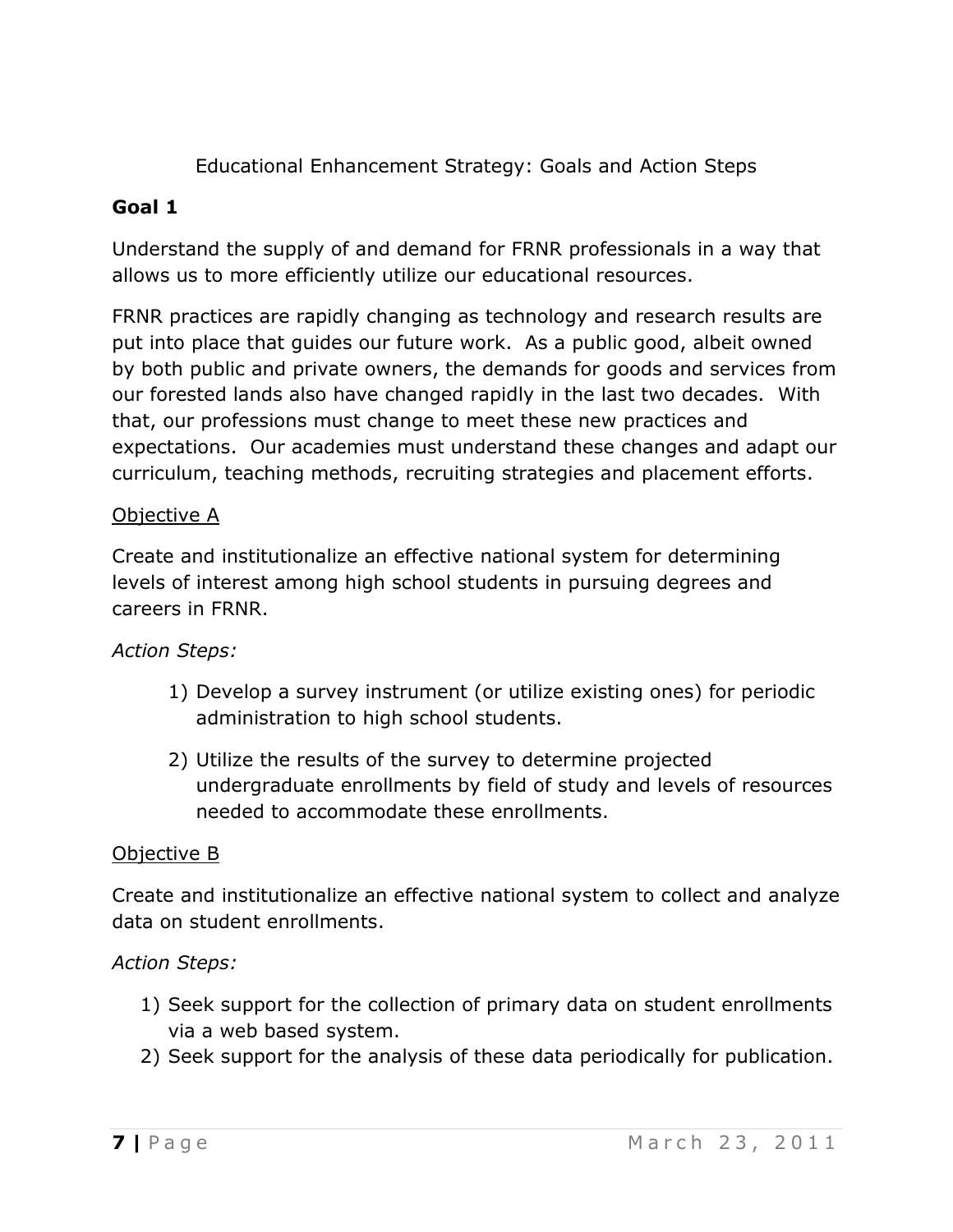Educational Enhancement Strategy: Goals and Action Steps

**Goal 1**

Understand the supply of and demand for FRNR professionals in a way that allows us to more efficiently utilize our educational resources.

FRNR practices are rapidly changing as technology and research results are put into place that guides our future work. As a public good, albeit owned by both public and private owners, the demands for goods and services from our forested lands also have changed rapidly in the last two decades. With that, our professions must change to meet these new practices and expectations. Our academies must understand these changes and adapt our curriculum, teaching methods, recruiting strategies and placement efforts.

Objective A

Create and institutionalize an effective national system for determining levels of interest among high school students in pursuing degrees and careers in FRNR.

*Action Steps:*

1) Develop a survey instrument (or utilize existing ones) for periodic administration to high school students.
2) Utilize the results of the survey to determine projected undergraduate enrollments by field of study and levels of resources needed to accommodate these enrollments.

Objective B

Create and institutionalize an effective national system to collect and analyze data on student enrollments.

*Action Steps:*

1) Seek support for the collection of primary data on student enrollments via a web based system.
2) Seek support for the analysis of these data periodically for publication.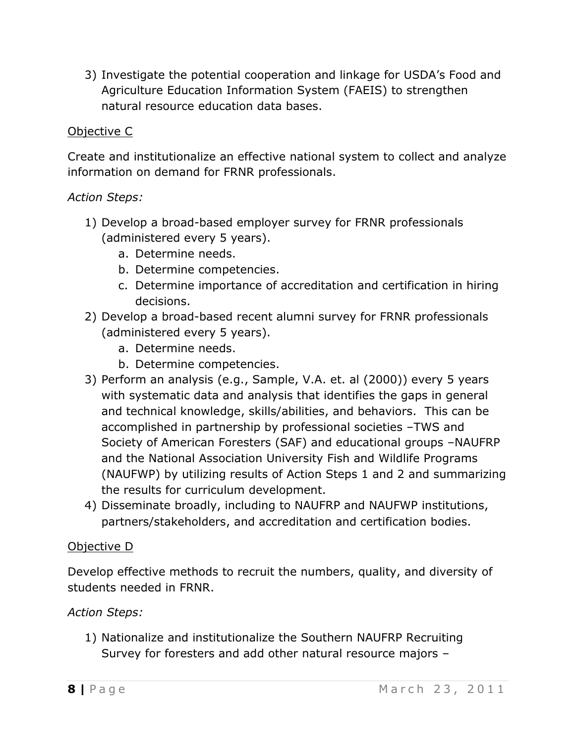3) Investigate the potential cooperation and linkage for USDA's Food and Agriculture Education Information System (FAEIS) to strengthen natural resource education data bases.

<u>Objective C</u>

Create and institutionalize an effective national system to collect and analyze information on demand for FRNR professionals.

*Action Steps:*

1) Develop a broad-based employer survey for FRNR professionals (administered every 5 years).
   a. Determine needs.
   b. Determine competencies.
   c. Determine importance of accreditation and certification in hiring decisions.
2) Develop a broad-based recent alumni survey for FRNR professionals (administered every 5 years).
   a. Determine needs.
   b. Determine competencies.
3) Perform an analysis (e.g., Sample, V.A. et. al (2000)) every 5 years with systematic data and analysis that identifies the gaps in general and technical knowledge, skills/abilities, and behaviors. This can be accomplished in partnership by professional societies –TWS and Society of American Foresters (SAF) and educational groups –NAUFRP and the National Association University Fish and Wildlife Programs (NAUFWP) by utilizing results of Action Steps 1 and 2 and summarizing the results for curriculum development.
4) Disseminate broadly, including to NAUFRP and NAUFWP institutions, partners/stakeholders, and accreditation and certification bodies.

<u>Objective D</u>

Develop effective methods to recruit the numbers, quality, and diversity of students needed in FRNR.

*Action Steps:*

1) Nationalize and institutionalize the Southern NAUFRP Recruiting Survey for foresters and add other natural resource majors –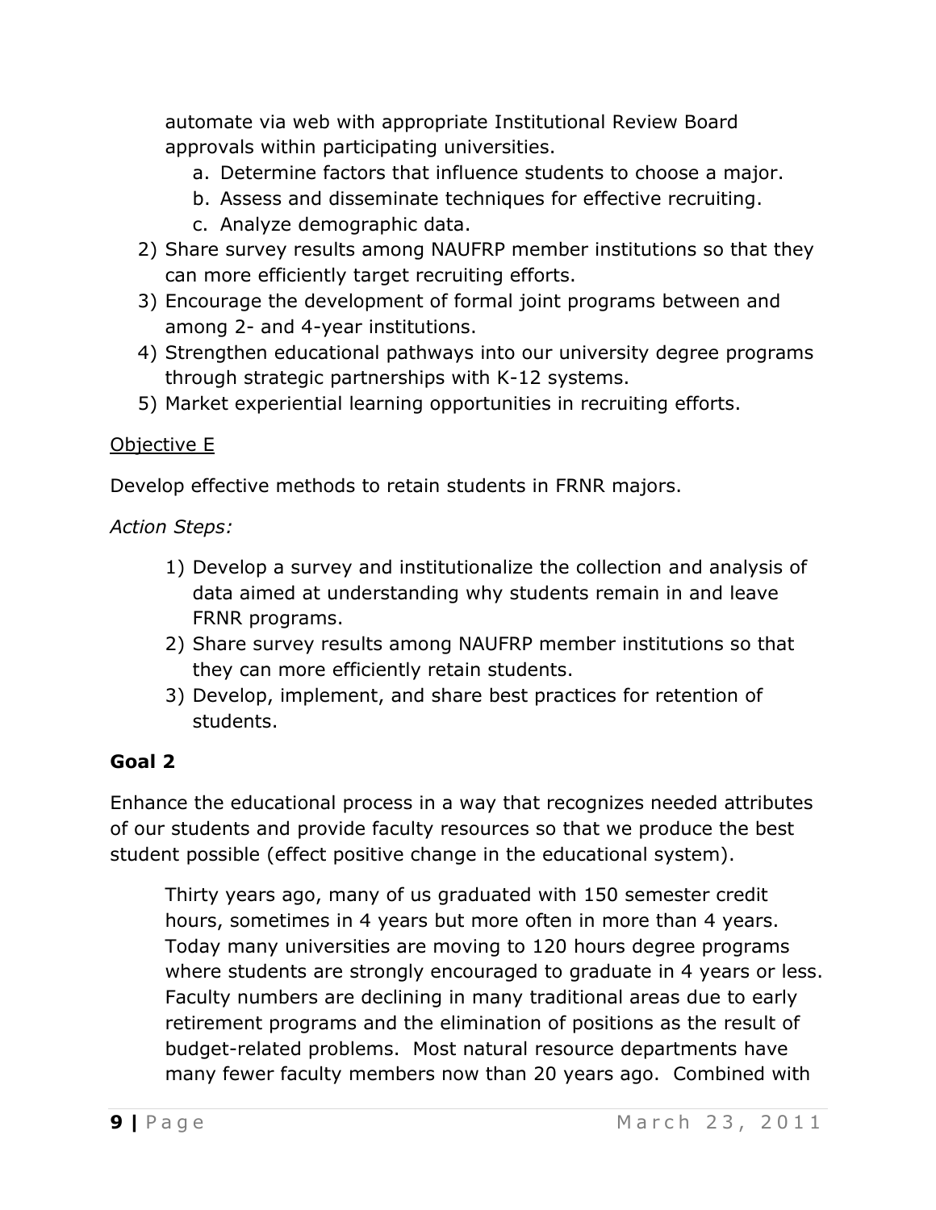automate via web with appropriate Institutional Review Board approvals within participating universities.

   a. Determine factors that influence students to choose a major.
   b. Assess and disseminate techniques for effective recruiting.
   c. Analyze demographic data.

2) Share survey results among NAUFRP member institutions so that they can more efficiently target recruiting efforts.
3) Encourage the development of formal joint programs between and among 2- and 4-year institutions.
4) Strengthen educational pathways into our university degree programs through strategic partnerships with K-12 systems.
5) Market experiential learning opportunities in recruiting efforts.

<u>Objective E</u>

Develop effective methods to retain students in FRNR majors.

*Action Steps:*

1) Develop a survey and institutionalize the collection and analysis of data aimed at understanding why students remain in and leave FRNR programs.
2) Share survey results among NAUFRP member institutions so that they can more efficiently retain students.
3) Develop, implement, and share best practices for retention of students.

**Goal 2**

Enhance the educational process in a way that recognizes needed attributes of our students and provide faculty resources so that we produce the best student possible (effect positive change in the educational system).

> Thirty years ago, many of us graduated with 150 semester credit hours, sometimes in 4 years but more often in more than 4 years. Today many universities are moving to 120 hours degree programs where students are strongly encouraged to graduate in 4 years or less. Faculty numbers are declining in many traditional areas due to early retirement programs and the elimination of positions as the result of budget-related problems. Most natural resource departments have many fewer faculty members now than 20 years ago. Combined with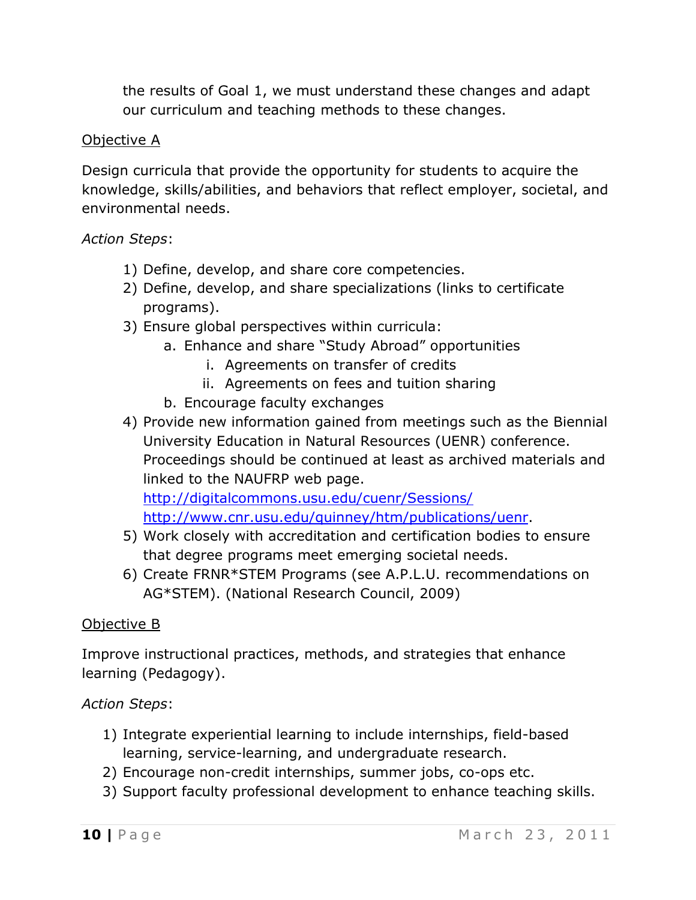the results of Goal 1, we must understand these changes and adapt our curriculum and teaching methods to these changes.

Objective A

Design curricula that provide the opportunity for students to acquire the knowledge, skills/abilities, and behaviors that reflect employer, societal, and environmental needs.

*Action Steps*:

1) Define, develop, and share core competencies.
2) Define, develop, and share specializations (links to certificate programs).
3) Ensure global perspectives within curricula:
   a. Enhance and share "Study Abroad" opportunities
      i. Agreements on transfer of credits
      ii. Agreements on fees and tuition sharing
   b. Encourage faculty exchanges
4) Provide new information gained from meetings such as the Biennial University Education in Natural Resources (UENR) conference. Proceedings should be continued at least as archived materials and linked to the NAUFRP web page. http://digitalcommons.usu.edu/cuenr/Sessions/ http://www.cnr.usu.edu/quinney/htm/publications/uenr.
5) Work closely with accreditation and certification bodies to ensure that degree programs meet emerging societal needs.
6) Create FRNR*STEM Programs (see A.P.L.U. recommendations on AG*STEM). (National Research Council, 2009)

Objective B

Improve instructional practices, methods, and strategies that enhance learning (Pedagogy).

*Action Steps*:

1) Integrate experiential learning to include internships, field-based learning, service-learning, and undergraduate research.
2) Encourage non-credit internships, summer jobs, co-ops etc.
3) Support faculty professional development to enhance teaching skills.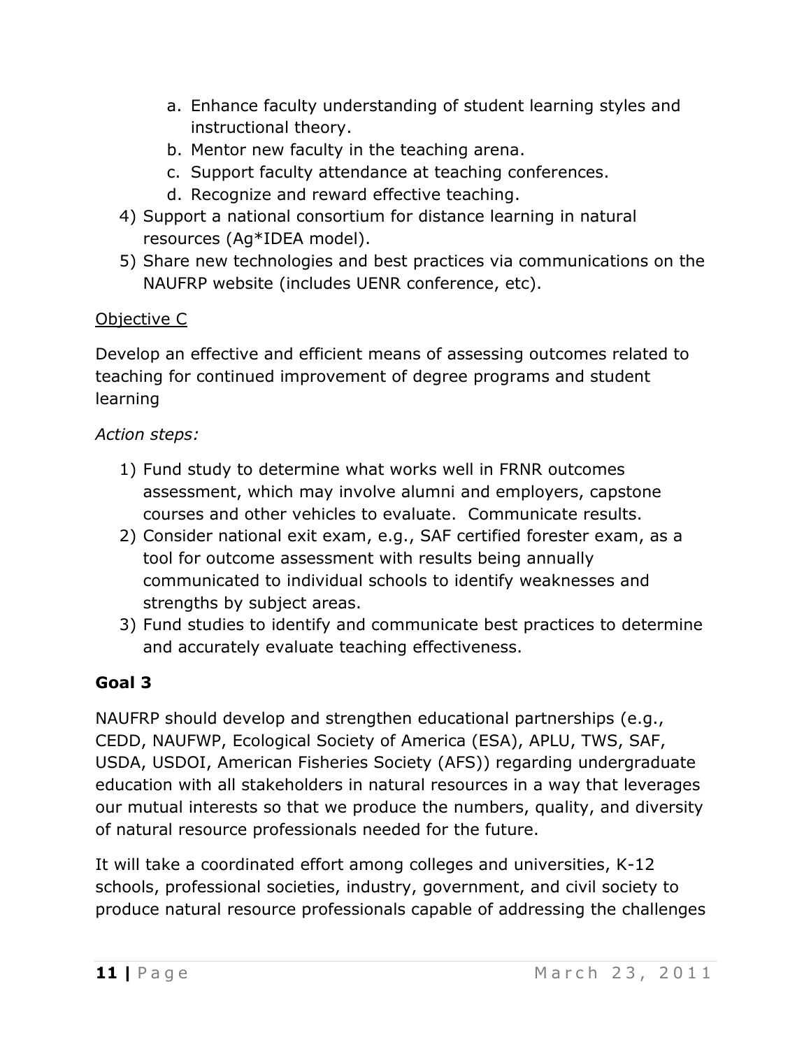a. Enhance faculty understanding of student learning styles and instructional theory.
   b. Mentor new faculty in the teaching arena.
   c. Support faculty attendance at teaching conferences.
   d. Recognize and reward effective teaching.
4) Support a national consortium for distance learning in natural resources (Ag*IDEA model).
5) Share new technologies and best practices via communications on the NAUFRP website (includes UENR conference, etc).

<u>Objective C</u>

Develop an effective and efficient means of assessing outcomes related to teaching for continued improvement of degree programs and student learning

*Action steps:*

1) Fund study to determine what works well in FRNR outcomes assessment, which may involve alumni and employers, capstone courses and other vehicles to evaluate. Communicate results.
2) Consider national exit exam, e.g., SAF certified forester exam, as a tool for outcome assessment with results being annually communicated to individual schools to identify weaknesses and strengths by subject areas.
3) Fund studies to identify and communicate best practices to determine and accurately evaluate teaching effectiveness.

**Goal 3**

NAUFRP should develop and strengthen educational partnerships (e.g., CEDD, NAUFWP, Ecological Society of America (ESA), APLU, TWS, SAF, USDA, USDOI, American Fisheries Society (AFS)) regarding undergraduate education with all stakeholders in natural resources in a way that leverages our mutual interests so that we produce the numbers, quality, and diversity of natural resource professionals needed for the future.

It will take a coordinated effort among colleges and universities, K-12 schools, professional societies, industry, government, and civil society to produce natural resource professionals capable of addressing the challenges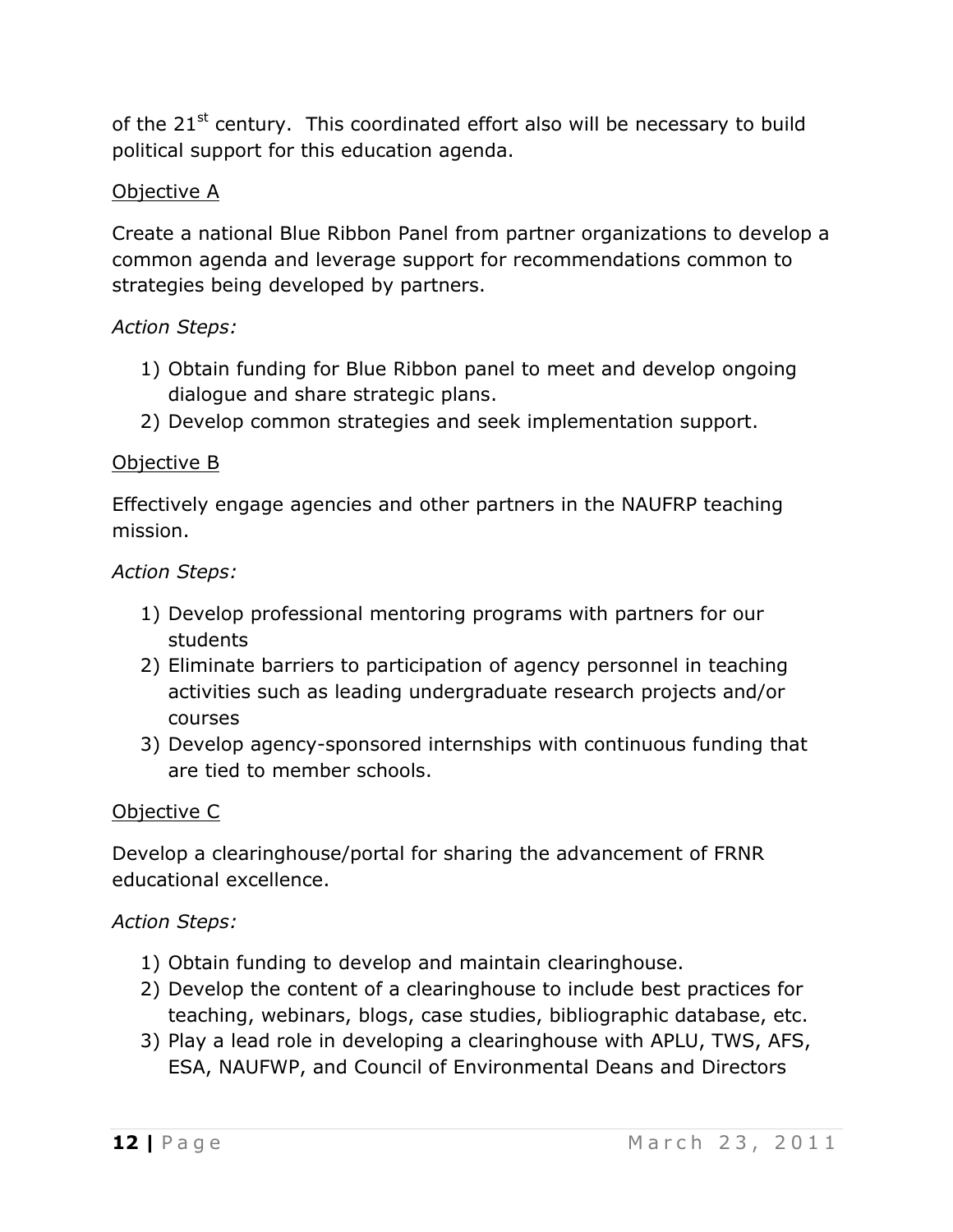of the 21st century. This coordinated effort also will be necessary to build political support for this education agenda.

Objective A

Create a national Blue Ribbon Panel from partner organizations to develop a common agenda and leverage support for recommendations common to strategies being developed by partners.

*Action Steps:*

1) Obtain funding for Blue Ribbon panel to meet and develop ongoing dialogue and share strategic plans.
2) Develop common strategies and seek implementation support.

Objective B

Effectively engage agencies and other partners in the NAUFRP teaching mission.

*Action Steps:*

1) Develop professional mentoring programs with partners for our students
2) Eliminate barriers to participation of agency personnel in teaching activities such as leading undergraduate research projects and/or courses
3) Develop agency-sponsored internships with continuous funding that are tied to member schools.

Objective C

Develop a clearinghouse/portal for sharing the advancement of FRNR educational excellence.

*Action Steps:*

1) Obtain funding to develop and maintain clearinghouse.
2) Develop the content of a clearinghouse to include best practices for teaching, webinars, blogs, case studies, bibliographic database, etc.
3) Play a lead role in developing a clearinghouse with APLU, TWS, AFS, ESA, NAUFWP, and Council of Environmental Deans and Directors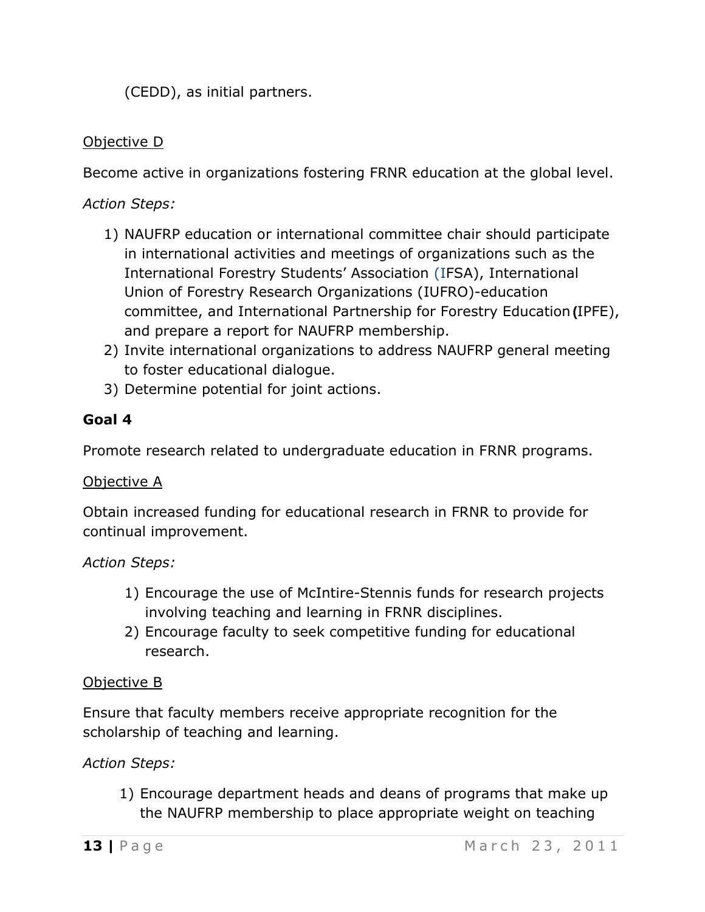(CEDD), as initial partners.

Objective D

Become active in organizations fostering FRNR education at the global level.

*Action Steps:*

1) NAUFRP education or international committee chair should participate in international activities and meetings of organizations such as the International Forestry Students' Association (IFSA), International Union of Forestry Research Organizations (IUFRO)-education committee, and International Partnership for Forestry Education (IPFE), and prepare a report for NAUFRP membership.
2) Invite international organizations to address NAUFRP general meeting to foster educational dialogue.
3) Determine potential for joint actions.

**Goal 4**

Promote research related to undergraduate education in FRNR programs.

Objective A

Obtain increased funding for educational research in FRNR to provide for continual improvement.

*Action Steps:*

1) Encourage the use of McIntire-Stennis funds for research projects involving teaching and learning in FRNR disciplines.
2) Encourage faculty to seek competitive funding for educational research.

Objective B

Ensure that faculty members receive appropriate recognition for the scholarship of teaching and learning.

*Action Steps:*

1) Encourage department heads and deans of programs that make up the NAUFRP membership to place appropriate weight on teaching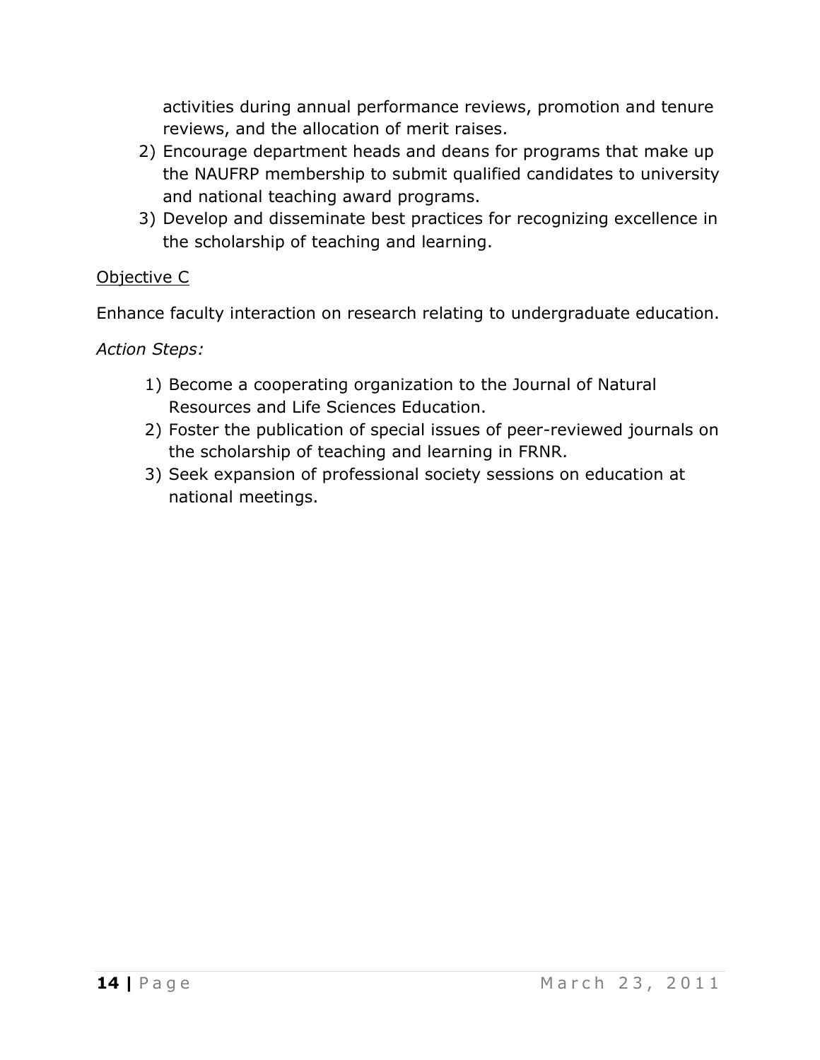activities during annual performance reviews, promotion and tenure reviews, and the allocation of merit raises.

2) Encourage department heads and deans for programs that make up the NAUFRP membership to submit qualified candidates to university and national teaching award programs.
3) Develop and disseminate best practices for recognizing excellence in the scholarship of teaching and learning.

<u>Objective C</u>

Enhance faculty interaction on research relating to undergraduate education.

*Action Steps:*

1) Become a cooperating organization to the Journal of Natural Resources and Life Sciences Education.
2) Foster the publication of special issues of peer-reviewed journals on the scholarship of teaching and learning in FRNR.
3) Seek expansion of professional society sessions on education at national meetings.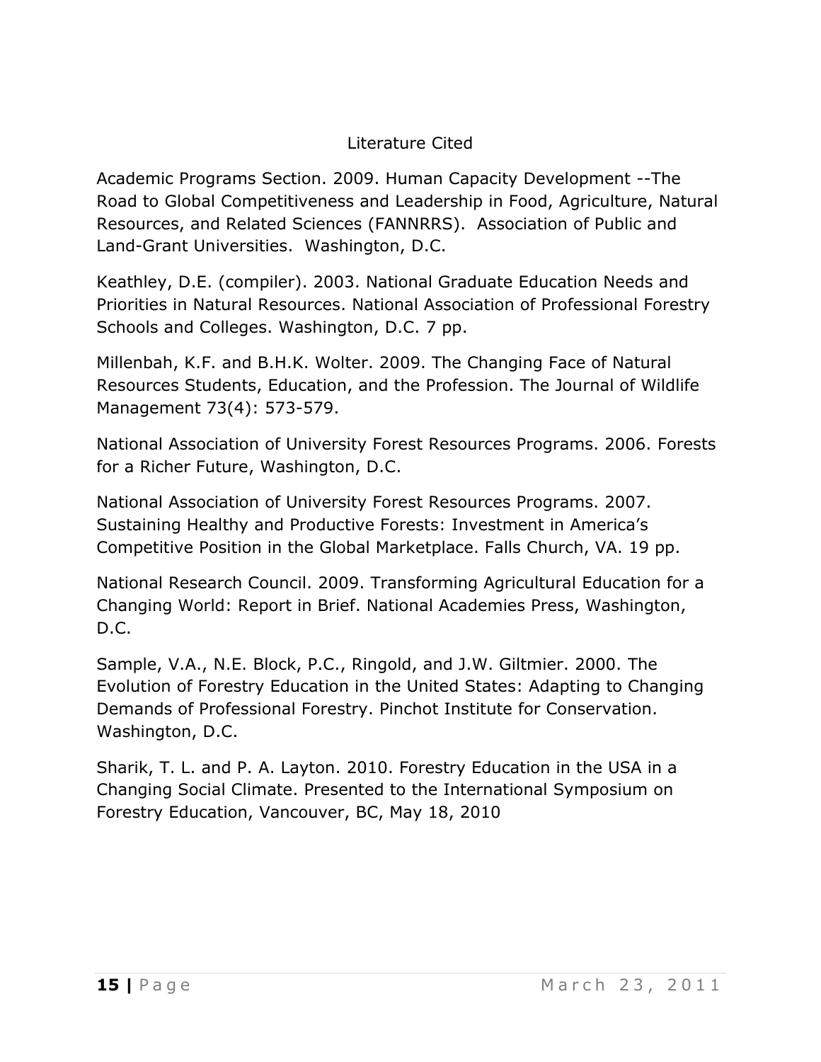# Literature Cited

Academic Programs Section. 2009. Human Capacity Development --The Road to Global Competitiveness and Leadership in Food, Agriculture, Natural Resources, and Related Sciences (FANNRRS). Association of Public and Land-Grant Universities. Washington, D.C.

Keathley, D.E. (compiler). 2003. National Graduate Education Needs and Priorities in Natural Resources. National Association of Professional Forestry Schools and Colleges. Washington, D.C. 7 pp.

Millenbah, K.F. and B.H.K. Wolter. 2009. The Changing Face of Natural Resources Students, Education, and the Profession. The Journal of Wildlife Management 73(4): 573-579.

National Association of University Forest Resources Programs. 2006. Forests for a Richer Future, Washington, D.C.

National Association of University Forest Resources Programs. 2007. Sustaining Healthy and Productive Forests: Investment in America's Competitive Position in the Global Marketplace. Falls Church, VA. 19 pp.

National Research Council. 2009. Transforming Agricultural Education for a Changing World: Report in Brief. National Academies Press, Washington, D.C.

Sample, V.A., N.E. Block, P.C., Ringold, and J.W. Giltmier. 2000. The Evolution of Forestry Education in the United States: Adapting to Changing Demands of Professional Forestry. Pinchot Institute for Conservation. Washington, D.C.

Sharik, T. L. and P. A. Layton. 2010. Forestry Education in the USA in a Changing Social Climate. Presented to the International Symposium on Forestry Education, Vancouver, BC, May 18, 2010